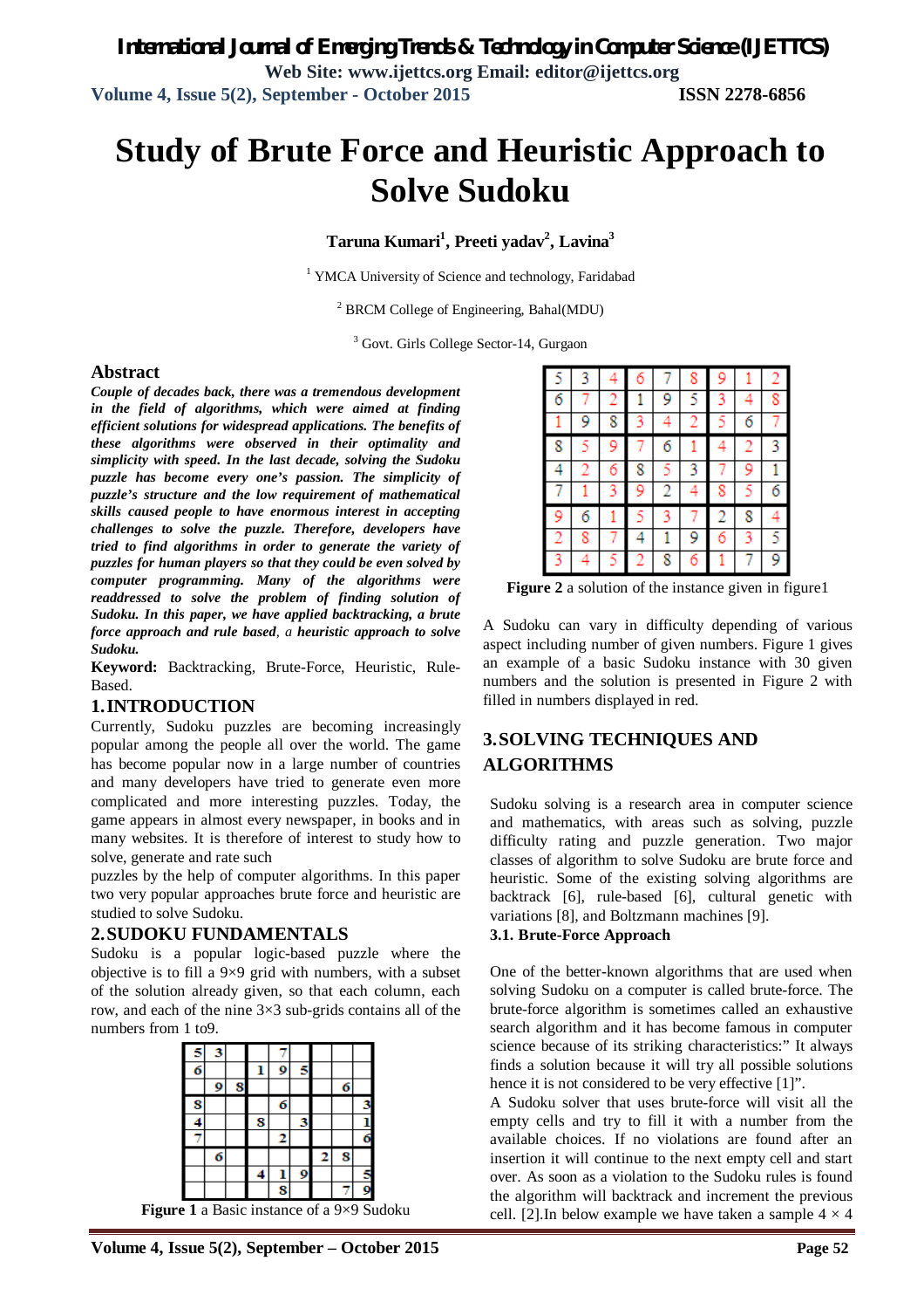# Study of Brute Force and Heuristic Approach to Solve Sudoku

**Taruna Kumari[1], Preeti yadav[2], Lavina[3]**

[1] YMCA University of Science and technology, Faridabad

[2] BRCM College of Engineering, Bahal(MDU)

[3] Govt. Girls College Sector-14, Gurgaon

## Abstract

***Couple of decades back, there was a tremendous development in the field of algorithms, which were aimed at finding efficient solutions for widespread applications. The benefits of these algorithms were observed in their optimality and simplicity with speed. In the last decade, solving the Sudoku puzzle has become every one's passion. The simplicity of puzzle's structure and the low requirement of mathematical skills caused people to have enormous interest in accepting challenges to solve the puzzle. Therefore, developers have tried to find algorithms in order to generate the variety of puzzles for human players so that they could be even solved by computer programming. Many of the algorithms were readdressed to solve the problem of finding solution of Sudoku. In this paper, we have applied backtracking, a brute force approach and rule based, a heuristic approach to solve Sudoku.***

**Keyword:** Backtracking, Brute-Force, Heuristic, Rule-Based.

## 1. INTRODUCTION

Currently, Sudoku puzzles are becoming increasingly popular among the people all over the world. The game has become popular now in a large number of countries and many developers have tried to generate even more complicated and more interesting puzzles. Today, the game appears in almost every newspaper, in books and in many websites. It is therefore of interest to study how to solve, generate and rate such puzzles by the help of computer algorithms. In this paper two very popular approaches brute force and heuristic are studied to solve Sudoku.

## 2. SUDOKU FUNDAMENTALS

Sudoku is a popular logic-based puzzle where the objective is to fill a 9×9 grid with numbers, with a subset of the solution already given, so that each column, each row, and each of the nine 3×3 sub-grids contains all of the numbers from 1 to9.

| 5 | 3 |   |   | 7 |   |   |   |   |
|---|---|---|---|---|---|---|---|---|
| 6 |   |   | 1 | 9 | 5 |   |   |   |
|   | 9 | 8 |   |   |   |   | 6 |   |
| 8 |   |   |   | 6 |   |   |   | 3 |
| 4 |   |   | 8 |   | 3 |   |   | 1 |
| 7 |   |   |   | 2 |   |   |   | 6 |
|   | 6 |   |   |   |   | 2 | 8 |   |
|   |   |   | 4 | 1 | 9 |   |   | 5 |
|   |   |   |   | 8 |   |   | 7 | 9 |

**Figure 1** a Basic instance of a 9×9 Sudoku

| 5 | 3 | 4 | 6 | 7 | 8 | 9 | 1 | 2 |
|---|---|---|---|---|---|---|---|---|
| 6 | 7 | 2 | 1 | 9 | 5 | 3 | 4 | 8 |
| 1 | 9 | 8 | 3 | 4 | 2 | 5 | 6 | 7 |
| 8 | 5 | 9 | 7 | 6 | 1 | 4 | 2 | 3 |
| 4 | 2 | 6 | 8 | 5 | 3 | 7 | 9 | 1 |
| 7 | 1 | 3 | 9 | 2 | 4 | 8 | 5 | 6 |
| 9 | 6 | 1 | 5 | 3 | 7 | 2 | 8 | 4 |
| 2 | 8 | 7 | 4 | 1 | 9 | 6 | 3 | 5 |
| 3 | 4 | 5 | 2 | 8 | 6 | 1 | 7 | 9 |

**Figure 2** a solution of the instance given in figure1

A Sudoku can vary in difficulty depending of various aspect including number of given numbers. Figure 1 gives an example of a basic Sudoku instance with 30 given numbers and the solution is presented in Figure 2 with filled in numbers displayed in red.

## 3. SOLVING TECHNIQUES AND ALGORITHMS

Sudoku solving is a research area in computer science and mathematics, with areas such as solving, puzzle difficulty rating and puzzle generation. Two major classes of algorithm to solve Sudoku are brute force and heuristic. Some of the existing solving algorithms are backtrack [6], rule-based [6], cultural genetic with variations [8], and Boltzmann machines [9].

### 3.1. Brute-Force Approach

One of the better-known algorithms that are used when solving Sudoku on a computer is called brute-force. The brute-force algorithm is sometimes called an exhaustive search algorithm and it has become famous in computer science because of its striking characteristics:" It always finds a solution because it will try all possible solutions hence it is not considered to be very effective [1]".

A Sudoku solver that uses brute-force will visit all the empty cells and try to fill it with a number from the available choices. If no violations are found after an insertion it will continue to the next empty cell and start over. As soon as a violation to the Sudoku rules is found the algorithm will backtrack and increment the previous cell. [2].In below example we have taken a sample 4 × 4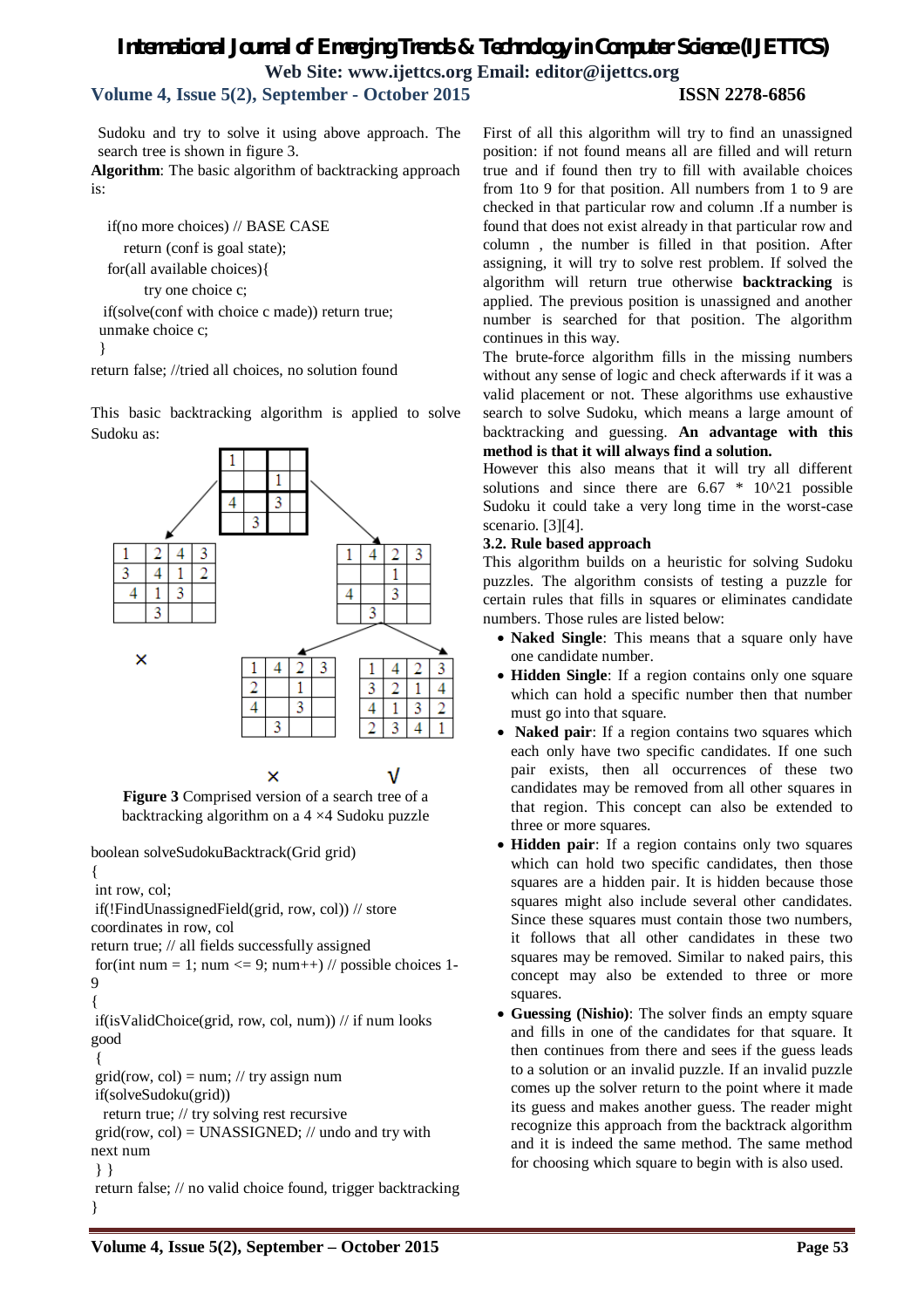Sudoku and try to solve it using above approach. The search tree is shown in figure 3.

**Algorithm**: The basic algorithm of backtracking approach is:

```
if(no more choices) // BASE CASE
    return (conf is goal state);
for(all available choices){
    try one choice c;
  if(solve(conf with choice c made)) return true;
 unmake choice c;
 }
return false; //tried all choices, no solution found
```

This basic backtracking algorithm is applied to solve Sudoku as:

| 1 | | | |
|---|---|---|---|
| | | 1 | |
| 4 | | 3 | |
| | 3 | | |

| 1 | 2 | 4 | 3 |
|---|---|---|---|
| 3 | 4 | 1 | 2 |
| 4 | 1 | 3 | |
| | 3 | | |

×

| 1 | 4 | 2 | 3 |
|---|---|---|---|
| | | 1 | |
| 4 | | 3 | |
| | 3 | | |

| 1 | 4 | 2 | 3 |
|---|---|---|---|
| 2 | | 1 | |
| 4 | | 3 | |
| | 3 | | |

×

| 1 | 4 | 2 | 3 |
|---|---|---|---|
| 3 | 2 | 1 | 4 |
| 4 | 1 | 3 | 2 |
| 2 | 3 | 4 | 1 |

√

**Figure 3** Comprised version of a search tree of a backtracking algorithm on a 4 ×4 Sudoku puzzle

```
boolean solveSudokuBacktrack(Grid grid)
{
 int row, col;
 if(!FindUnassignedField(grid, row, col)) // store coordinates in row, col
return true; // all fields successfully assigned
 for(int num = 1; num <= 9; num++) // possible choices 1-9
{
 if(isValidChoice(grid, row, col, num)) // if num looks good
 {
 grid(row, col) = num; // try assign num
 if(solveSudoku(grid))
   return true; // try solving rest recursive
 grid(row, col) = UNASSIGNED; // undo and try with next num
 } }
 return false; // no valid choice found, trigger backtracking
}
```

First of all this algorithm will try to find an unassigned position: if not found means all are filled and will return true and if found then try to fill with available choices from 1to 9 for that position. All numbers from 1 to 9 are checked in that particular row and column .If a number is found that does not exist already in that particular row and column , the number is filled in that position. After assigning, it will try to solve rest problem. If solved the algorithm will return true otherwise **backtracking** is applied. The previous position is unassigned and another number is searched for that position. The algorithm continues in this way.

The brute-force algorithm fills in the missing numbers without any sense of logic and check afterwards if it was a valid placement or not. These algorithms use exhaustive search to solve Sudoku, which means a large amount of backtracking and guessing. **An advantage with this method is that it will always find a solution.**

However this also means that it will try all different solutions and since there are 6.67 * 10^21 possible Sudoku it could take a very long time in the worst-case scenario. [3][4].

### 3.2. Rule based approach

This algorithm builds on a heuristic for solving Sudoku puzzles. The algorithm consists of testing a puzzle for certain rules that fills in squares or eliminates candidate numbers. Those rules are listed below:

- **Naked Single**: This means that a square only have one candidate number.
- **Hidden Single**: If a region contains only one square which can hold a specific number then that number must go into that square.
- **Naked pair**: If a region contains two squares which each only have two specific candidates. If one such pair exists, then all occurrences of these two candidates may be removed from all other squares in that region. This concept can also be extended to three or more squares.
- **Hidden pair**: If a region contains only two squares which can hold two specific candidates, then those squares are a hidden pair. It is hidden because those squares might also include several other candidates. Since these squares must contain those two numbers, it follows that all other candidates in these two squares may be removed. Similar to naked pairs, this concept may also be extended to three or more squares.
- **Guessing (Nishio)**: The solver finds an empty square and fills in one of the candidates for that square. It then continues from there and sees if the guess leads to a solution or an invalid puzzle. If an invalid puzzle comes up the solver return to the point where it made its guess and makes another guess. The reader might recognize this approach from the backtrack algorithm and it is indeed the same method. The same method for choosing which square to begin with is also used.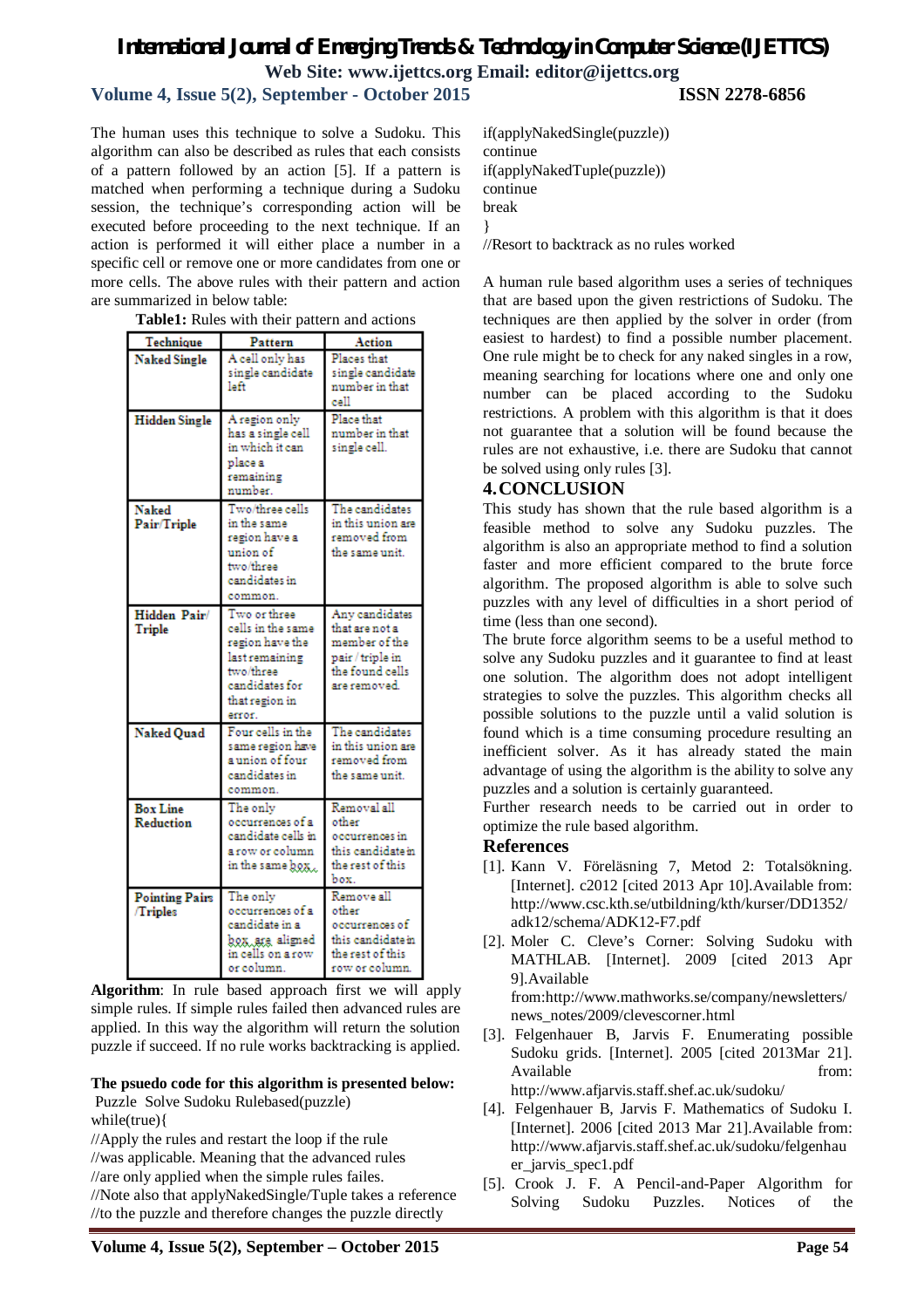The human uses this technique to solve a Sudoku. This algorithm can also be described as rules that each consists of a pattern followed by an action [5]. If a pattern is matched when performing a technique during a Sudoku session, the technique's corresponding action will be executed before proceeding to the next technique. If an action is performed it will either place a number in a specific cell or remove one or more candidates from one or more cells. The above rules with their pattern and action are summarized in below table:

**Table1:** Rules with their pattern and actions

| Technique | Pattern | Action |
|---|---|---|
| **Naked Single** | A cell only has single candidate left | Places that single candidate number in that cell |
| **Hidden Single** | A region only has a single cell in which it can place a remaining number. | Place that number in that single cell. |
| **Naked Pair/Triple** | Two/three cells in the same region have a union of two/three candidates in common. | The candidates in this union are removed from the same unit. |
| **Hidden Pair/ Triple** | Two or three cells in the same region have the last remaining two/three candidates for that region in error. | Any candidates that are not a member of the pair / triple in the found cells are removed. |
| **Naked Quad** | Four cells in the same region have a union of four candidates in common. | The candidates in this union are removed from the same unit. |
| **Box Line Reduction** | The only occurrences of a candidate cells in a row or column in the same box. | Removal all other occurrences in this candidate in the rest of this box. |
| **Pointing Pairs /Triples** | The only occurrences of a candidate in a box are aligned in cells on a row or column. | Remove all other occurrences of this candidate in the rest of this row or column. |

**Algorithm**: In rule based approach first we will apply simple rules. If simple rules failed then advanced rules are applied. In this way the algorithm will return the solution puzzle if succeed. If no rule works backtracking is applied.

**The psuedo code for this algorithm is presented below:**

```
Puzzle Solve Sudoku Rulebased(puzzle)
while(true){
//Apply the rules and restart the loop if the rule
//was applicable. Meaning that the advanced rules
//are only applied when the simple rules failes.
//Note also that applyNakedSingle/Tuple takes a reference
//to the puzzle and therefore changes the puzzle directly
if(applyNakedSingle(puzzle))
continue
if(applyNakedTuple(puzzle))
continue
break
}
//Resort to backtrack as no rules worked
```

A human rule based algorithm uses a series of techniques that are based upon the given restrictions of Sudoku. The techniques are then applied by the solver in order (from easiest to hardest) to find a possible number placement. One rule might be to check for any naked singles in a row, meaning searching for locations where one and only one number can be placed according to the Sudoku restrictions. A problem with this algorithm is that it does not guarantee that a solution will be found because the rules are not exhaustive, i.e. there are Sudoku that cannot be solved using only rules [3].

## 4. CONCLUSION

This study has shown that the rule based algorithm is a feasible method to solve any Sudoku puzzles. The algorithm is also an appropriate method to find a solution faster and more efficient compared to the brute force algorithm. The proposed algorithm is able to solve such puzzles with any level of difficulties in a short period of time (less than one second).

The brute force algorithm seems to be a useful method to solve any Sudoku puzzles and it guarantee to find at least one solution. The algorithm does not adopt intelligent strategies to solve the puzzles. This algorithm checks all possible solutions to the puzzle until a valid solution is found which is a time consuming procedure resulting an inefficient solver. As it has already stated the main advantage of using the algorithm is the ability to solve any puzzles and a solution is certainly guaranteed.

Further research needs to be carried out in order to optimize the rule based algorithm.

## References

[1]. Kann V. Föreläsning 7, Metod 2: Totalsökning. [Internet]. c2012 [cited 2013 Apr 10].Available from: http://www.csc.kth.se/utbildning/kth/kurser/DD1352/adk12/schema/ADK12-F7.pdf

[2]. Moler C. Cleve's Corner: Solving Sudoku with MATHLAB. [Internet]. 2009 [cited 2013 Apr 9].Available from:http://www.mathworks.se/company/newsletters/news_notes/2009/clevescorner.html

[3]. Felgenhauer B, Jarvis F. Enumerating possible Sudoku grids. [Internet]. 2005 [cited 2013Mar 21]. Available from: http://www.afjarvis.staff.shef.ac.uk/sudoku/

[4]. Felgenhauer B, Jarvis F. Mathematics of Sudoku I. [Internet]. 2006 [cited 2013 Mar 21].Available from: http://www.afjarvis.staff.shef.ac.uk/sudoku/felgenhauer_jarvis_spec1.pdf

[5]. Crook J. F. A Pencil-and-Paper Algorithm for Solving Sudoku Puzzles. Notices of the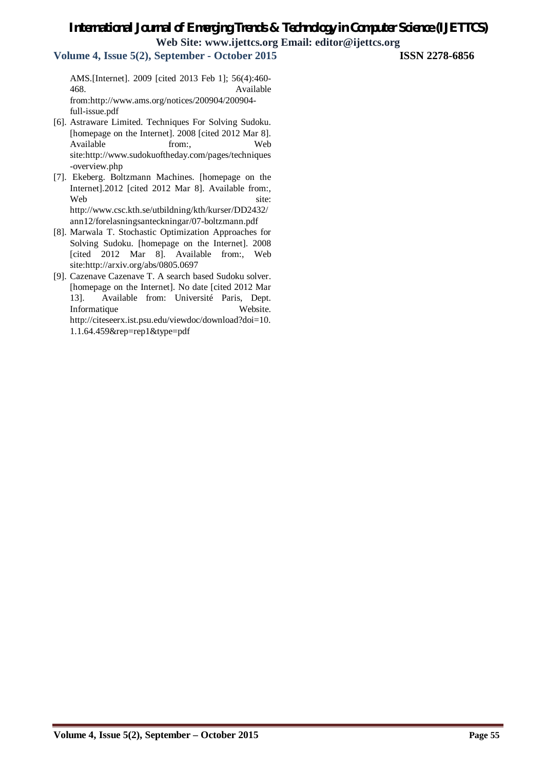AMS.[Internet]. 2009 [cited 2013 Feb 1]; 56(4):460-468. Available from:http://www.ams.org/notices/200904/200904-full-issue.pdf

[6]. Astraware Limited. Techniques For Solving Sudoku. [homepage on the Internet]. 2008 [cited 2012 Mar 8]. Available from:, Web site:http://www.sudokuoftheday.com/pages/techniques-overview.php

[7]. Ekeberg. Boltzmann Machines. [homepage on the Internet].2012 [cited 2012 Mar 8]. Available from:, Web site: http://www.csc.kth.se/utbildning/kth/kurser/DD2432/ann12/forelasningsanteckningar/07-boltzmann.pdf

[8]. Marwala T. Stochastic Optimization Approaches for Solving Sudoku. [homepage on the Internet]. 2008 [cited 2012 Mar 8]. Available from:, Web site:http://arxiv.org/abs/0805.0697

[9]. Cazenave Cazenave T. A search based Sudoku solver. [homepage on the Internet]. No date [cited 2012 Mar 13]. Available from: Université Paris, Dept. Informatique Website. http://citeseerx.ist.psu.edu/viewdoc/download?doi=10.1.1.64.459&rep=rep1&type=pdf